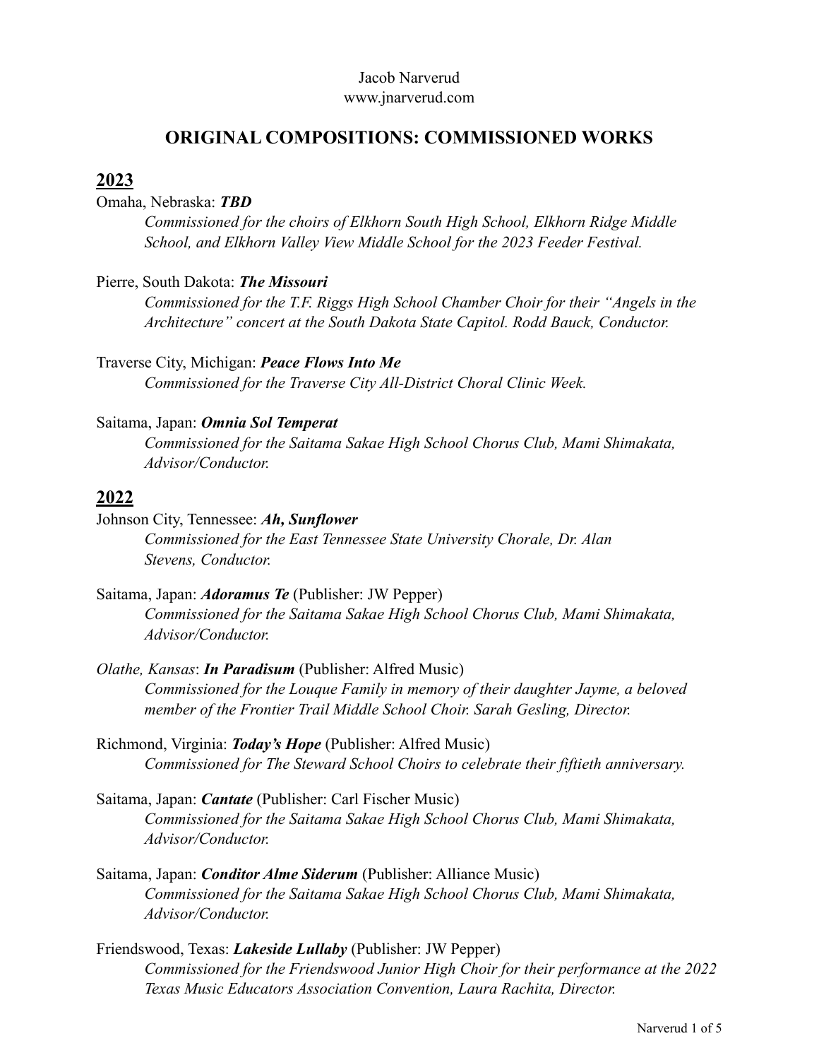Jacob Narverud
www.jnarverud.com

# ORIGINAL COMPOSITIONS: COMMISSIONED WORKS

## 2023

Omaha, Nebraska: ***TBD***
*Commissioned for the choirs of Elkhorn South High School, Elkhorn Ridge Middle School, and Elkhorn Valley View Middle School for the 2023 Feeder Festival.*

Pierre, South Dakota: ***The Missouri***
*Commissioned for the T.F. Riggs High School Chamber Choir for their "Angels in the Architecture" concert at the South Dakota State Capitol. Rodd Bauck, Conductor.*

Traverse City, Michigan: ***Peace Flows Into Me***
*Commissioned for the Traverse City All-District Choral Clinic Week.*

Saitama, Japan: ***Omnia Sol Temperat***
*Commissioned for the Saitama Sakae High School Chorus Club, Mami Shimakata, Advisor/Conductor.*

## 2022

Johnson City, Tennessee: ***Ah, Sunflower***
*Commissioned for the East Tennessee State University Chorale, Dr. Alan Stevens, Conductor.*

Saitama, Japan: ***Adoramus Te*** (Publisher: JW Pepper)
*Commissioned for the Saitama Sakae High School Chorus Club, Mami Shimakata, Advisor/Conductor.*

*Olathe, Kansas*: ***In Paradisum*** (Publisher: Alfred Music)
*Commissioned for the Louque Family in memory of their daughter Jayme, a beloved member of the Frontier Trail Middle School Choir. Sarah Gesling, Director.*

Richmond, Virginia: ***Today's Hope*** (Publisher: Alfred Music)
*Commissioned for The Steward School Choirs to celebrate their fiftieth anniversary.*

Saitama, Japan: ***Cantate*** (Publisher: Carl Fischer Music)
*Commissioned for the Saitama Sakae High School Chorus Club, Mami Shimakata, Advisor/Conductor.*

Saitama, Japan: ***Conditor Alme Siderum*** (Publisher: Alliance Music)
*Commissioned for the Saitama Sakae High School Chorus Club, Mami Shimakata, Advisor/Conductor.*

Friendswood, Texas: ***Lakeside Lullaby*** (Publisher: JW Pepper)
*Commissioned for the Friendswood Junior High Choir for their performance at the 2022 Texas Music Educators Association Convention, Laura Rachita, Director.*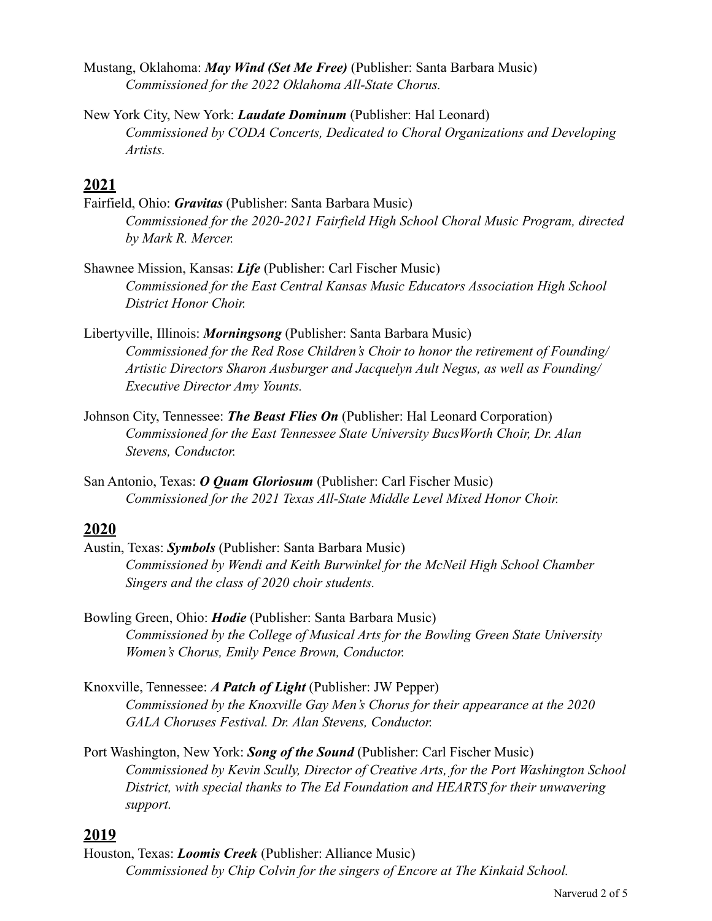Mustang, Oklahoma: ***May Wind (Set Me Free)*** (Publisher: Santa Barbara Music)

*Commissioned for the 2022 Oklahoma All-State Chorus.*

New York City, New York: ***Laudate Dominum*** (Publisher: Hal Leonard)

*Commissioned by CODA Concerts, Dedicated to Choral Organizations and Developing Artists.*

## 2021

Fairfield, Ohio: ***Gravitas*** (Publisher: Santa Barbara Music)

*Commissioned for the 2020-2021 Fairfield High School Choral Music Program, directed by Mark R. Mercer.*

Shawnee Mission, Kansas: ***Life*** (Publisher: Carl Fischer Music)

*Commissioned for the East Central Kansas Music Educators Association High School District Honor Choir.*

Libertyville, Illinois: ***Morningsong*** (Publisher: Santa Barbara Music)

*Commissioned for the Red Rose Children's Choir to honor the retirement of Founding/Artistic Directors Sharon Ausburger and Jacquelyn Ault Negus, as well as Founding/Executive Director Amy Younts.*

Johnson City, Tennessee: ***The Beast Flies On*** (Publisher: Hal Leonard Corporation)

*Commissioned for the East Tennessee State University BucsWorth Choir, Dr. Alan Stevens, Conductor.*

San Antonio, Texas: ***O Quam Gloriosum*** (Publisher: Carl Fischer Music)

*Commissioned for the 2021 Texas All-State Middle Level Mixed Honor Choir.*

## 2020

Austin, Texas: ***Symbols*** (Publisher: Santa Barbara Music)

*Commissioned by Wendi and Keith Burwinkel for the McNeil High School Chamber Singers and the class of 2020 choir students.*

Bowling Green, Ohio: ***Hodie*** (Publisher: Santa Barbara Music)

*Commissioned by the College of Musical Arts for the Bowling Green State University Women's Chorus, Emily Pence Brown, Conductor.*

Knoxville, Tennessee: ***A Patch of Light*** (Publisher: JW Pepper)

*Commissioned by the Knoxville Gay Men's Chorus for their appearance at the 2020 GALA Choruses Festival. Dr. Alan Stevens, Conductor.*

Port Washington, New York: ***Song of the Sound*** (Publisher: Carl Fischer Music)

*Commissioned by Kevin Scully, Director of Creative Arts, for the Port Washington School District, with special thanks to The Ed Foundation and HEARTS for their unwavering support.*

## 2019

Houston, Texas: ***Loomis Creek*** (Publisher: Alliance Music)

*Commissioned by Chip Colvin for the singers of Encore at The Kinkaid School.*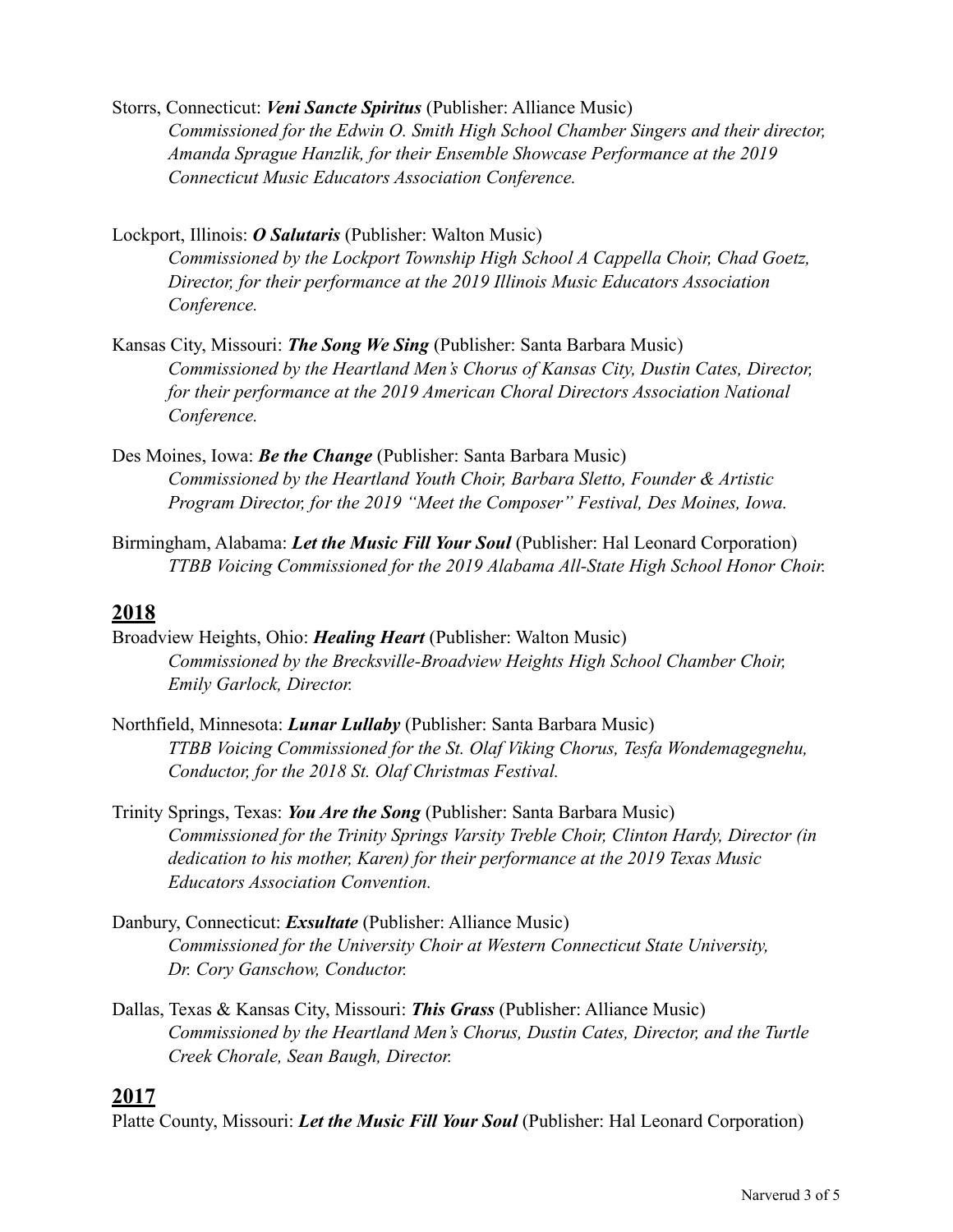Storrs, Connecticut: ***Veni Sancte Spiritus*** (Publisher: Alliance Music)

*Commissioned for the Edwin O. Smith High School Chamber Singers and their director, Amanda Sprague Hanzlik, for their Ensemble Showcase Performance at the 2019 Connecticut Music Educators Association Conference.*

Lockport, Illinois: ***O Salutaris*** (Publisher: Walton Music)

*Commissioned by the Lockport Township High School A Cappella Choir, Chad Goetz, Director, for their performance at the 2019 Illinois Music Educators Association Conference.*

Kansas City, Missouri: ***The Song We Sing*** (Publisher: Santa Barbara Music)

*Commissioned by the Heartland Men's Chorus of Kansas City, Dustin Cates, Director, for their performance at the 2019 American Choral Directors Association National Conference.*

Des Moines, Iowa: ***Be the Change*** (Publisher: Santa Barbara Music)

*Commissioned by the Heartland Youth Choir, Barbara Sletto, Founder & Artistic Program Director, for the 2019 "Meet the Composer" Festival, Des Moines, Iowa.*

Birmingham, Alabama: ***Let the Music Fill Your Soul*** (Publisher: Hal Leonard Corporation)

*TTBB Voicing Commissioned for the 2019 Alabama All-State High School Honor Choir.*

## 2018

Broadview Heights, Ohio: ***Healing Heart*** (Publisher: Walton Music)

*Commissioned by the Brecksville-Broadview Heights High School Chamber Choir, Emily Garlock, Director.*

Northfield, Minnesota: ***Lunar Lullaby*** (Publisher: Santa Barbara Music)

*TTBB Voicing Commissioned for the St. Olaf Viking Chorus, Tesfa Wondemagegnehu, Conductor, for the 2018 St. Olaf Christmas Festival.*

Trinity Springs, Texas: ***You Are the Song*** (Publisher: Santa Barbara Music)

*Commissioned for the Trinity Springs Varsity Treble Choir, Clinton Hardy, Director (in dedication to his mother, Karen) for their performance at the 2019 Texas Music Educators Association Convention.*

Danbury, Connecticut: ***Exsultate*** (Publisher: Alliance Music)

*Commissioned for the University Choir at Western Connecticut State University, Dr. Cory Ganschow, Conductor.*

Dallas, Texas & Kansas City, Missouri: ***This Grass*** (Publisher: Alliance Music)

*Commissioned by the Heartland Men's Chorus, Dustin Cates, Director, and the Turtle Creek Chorale, Sean Baugh, Director.*

## 2017

Platte County, Missouri: ***Let the Music Fill Your Soul*** (Publisher: Hal Leonard Corporation)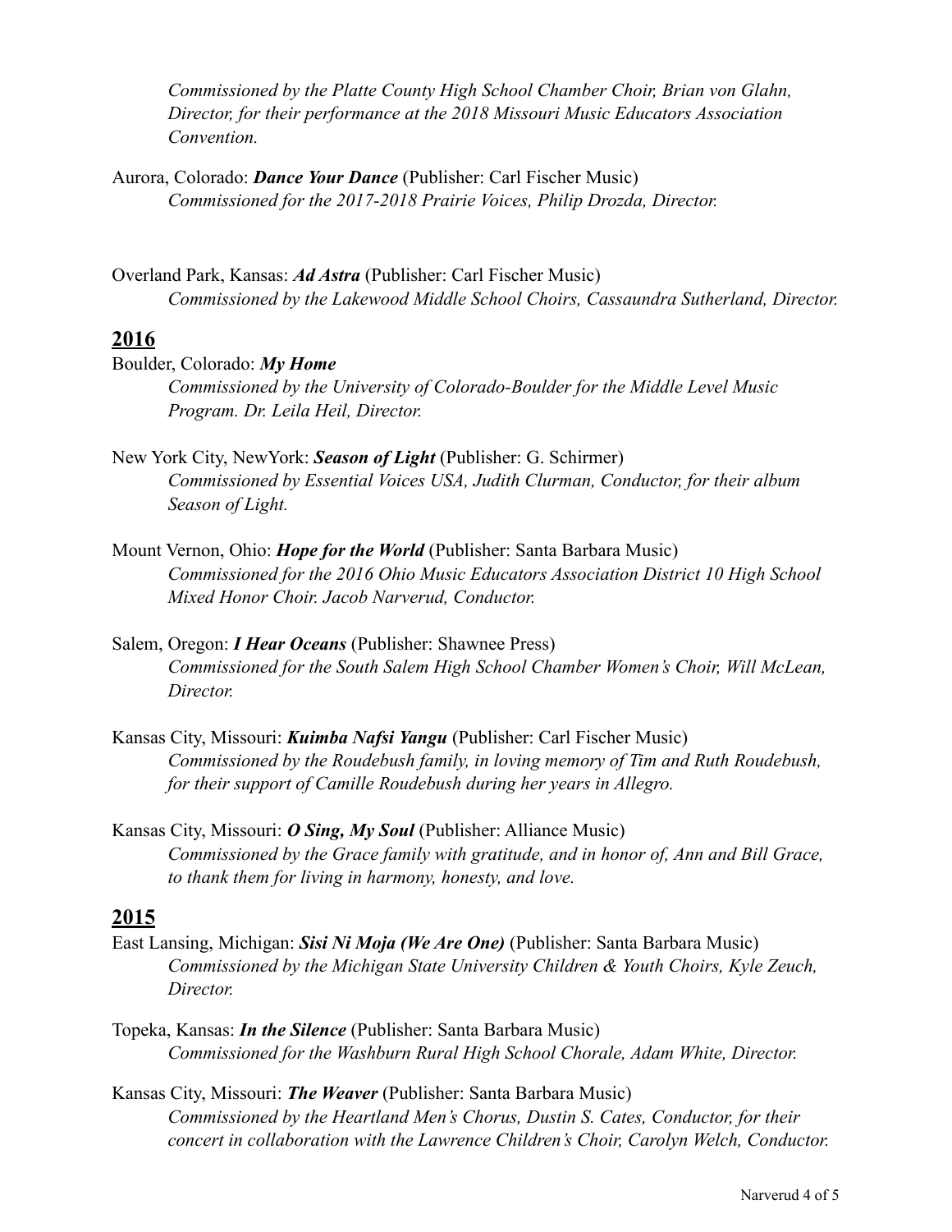*Commissioned by the Platte County High School Chamber Choir, Brian von Glahn, Director, for their performance at the 2018 Missouri Music Educators Association Convention.*

Aurora, Colorado: ***Dance Your Dance*** (Publisher: Carl Fischer Music)
*Commissioned for the 2017-2018 Prairie Voices, Philip Drozda, Director.*

Overland Park, Kansas: ***Ad Astra*** (Publisher: Carl Fischer Music)
*Commissioned by the Lakewood Middle School Choirs, Cassaundra Sutherland, Director.*

## 2016

Boulder, Colorado: ***My Home***
*Commissioned by the University of Colorado-Boulder for the Middle Level Music Program. Dr. Leila Heil, Director.*

New York City, NewYork: ***Season of Light*** (Publisher: G. Schirmer)
*Commissioned by Essential Voices USA, Judith Clurman, Conductor, for their album Season of Light.*

Mount Vernon, Ohio: ***Hope for the World*** (Publisher: Santa Barbara Music)
*Commissioned for the 2016 Ohio Music Educators Association District 10 High School Mixed Honor Choir. Jacob Narverud, Conductor.*

Salem, Oregon: ***I Hear Oceans*** (Publisher: Shawnee Press)
*Commissioned for the South Salem High School Chamber Women's Choir, Will McLean, Director.*

Kansas City, Missouri: ***Kuimba Nafsi Yangu*** (Publisher: Carl Fischer Music)
*Commissioned by the Roudebush family, in loving memory of Tim and Ruth Roudebush, for their support of Camille Roudebush during her years in Allegro.*

Kansas City, Missouri: ***O Sing, My Soul*** (Publisher: Alliance Music)
*Commissioned by the Grace family with gratitude, and in honor of, Ann and Bill Grace, to thank them for living in harmony, honesty, and love.*

## 2015

East Lansing, Michigan: ***Sisi Ni Moja (We Are One)*** (Publisher: Santa Barbara Music)
*Commissioned by the Michigan State University Children & Youth Choirs, Kyle Zeuch, Director.*

Topeka, Kansas: ***In the Silence*** (Publisher: Santa Barbara Music)
*Commissioned for the Washburn Rural High School Chorale, Adam White, Director.*

Kansas City, Missouri: ***The Weaver*** (Publisher: Santa Barbara Music)
*Commissioned by the Heartland Men's Chorus, Dustin S. Cates, Conductor, for their concert in collaboration with the Lawrence Children's Choir, Carolyn Welch, Conductor.*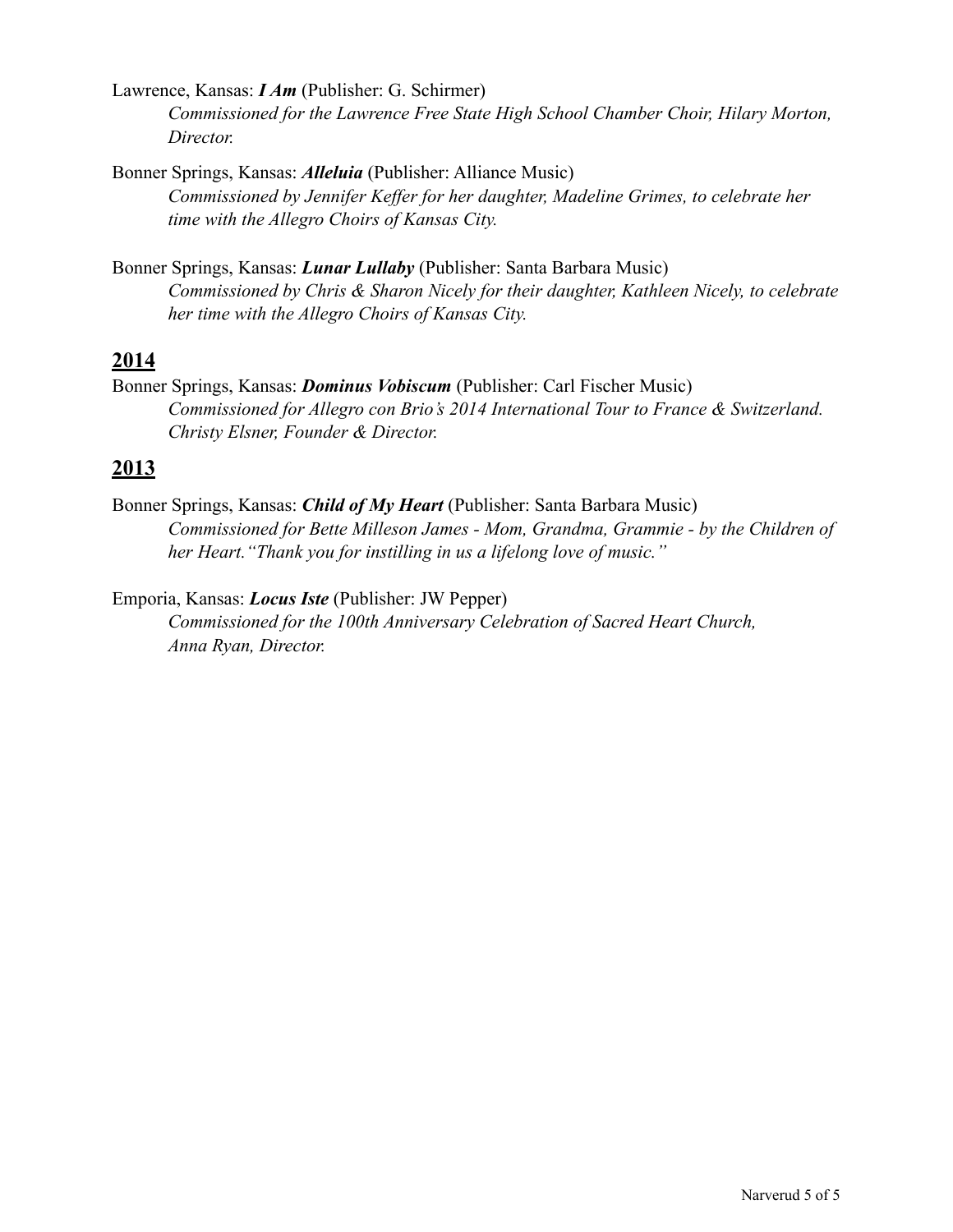Lawrence, Kansas: ***I Am*** (Publisher: G. Schirmer)

*Commissioned for the Lawrence Free State High School Chamber Choir, Hilary Morton, Director.*

Bonner Springs, Kansas: ***Alleluia*** (Publisher: Alliance Music)

*Commissioned by Jennifer Keffer for her daughter, Madeline Grimes, to celebrate her time with the Allegro Choirs of Kansas City.*

Bonner Springs, Kansas: ***Lunar Lullaby*** (Publisher: Santa Barbara Music)

*Commissioned by Chris & Sharon Nicely for their daughter, Kathleen Nicely, to celebrate her time with the Allegro Choirs of Kansas City.*

## 2014

Bonner Springs, Kansas: ***Dominus Vobiscum*** (Publisher: Carl Fischer Music)

*Commissioned for Allegro con Brio's 2014 International Tour to France & Switzerland. Christy Elsner, Founder & Director.*

## 2013

Bonner Springs, Kansas: ***Child of My Heart*** (Publisher: Santa Barbara Music)

*Commissioned for Bette Milleson James - Mom, Grandma, Grammie - by the Children of her Heart."Thank you for instilling in us a lifelong love of music."*

Emporia, Kansas: ***Locus Iste*** (Publisher: JW Pepper)

*Commissioned for the 100th Anniversary Celebration of Sacred Heart Church, Anna Ryan, Director.*